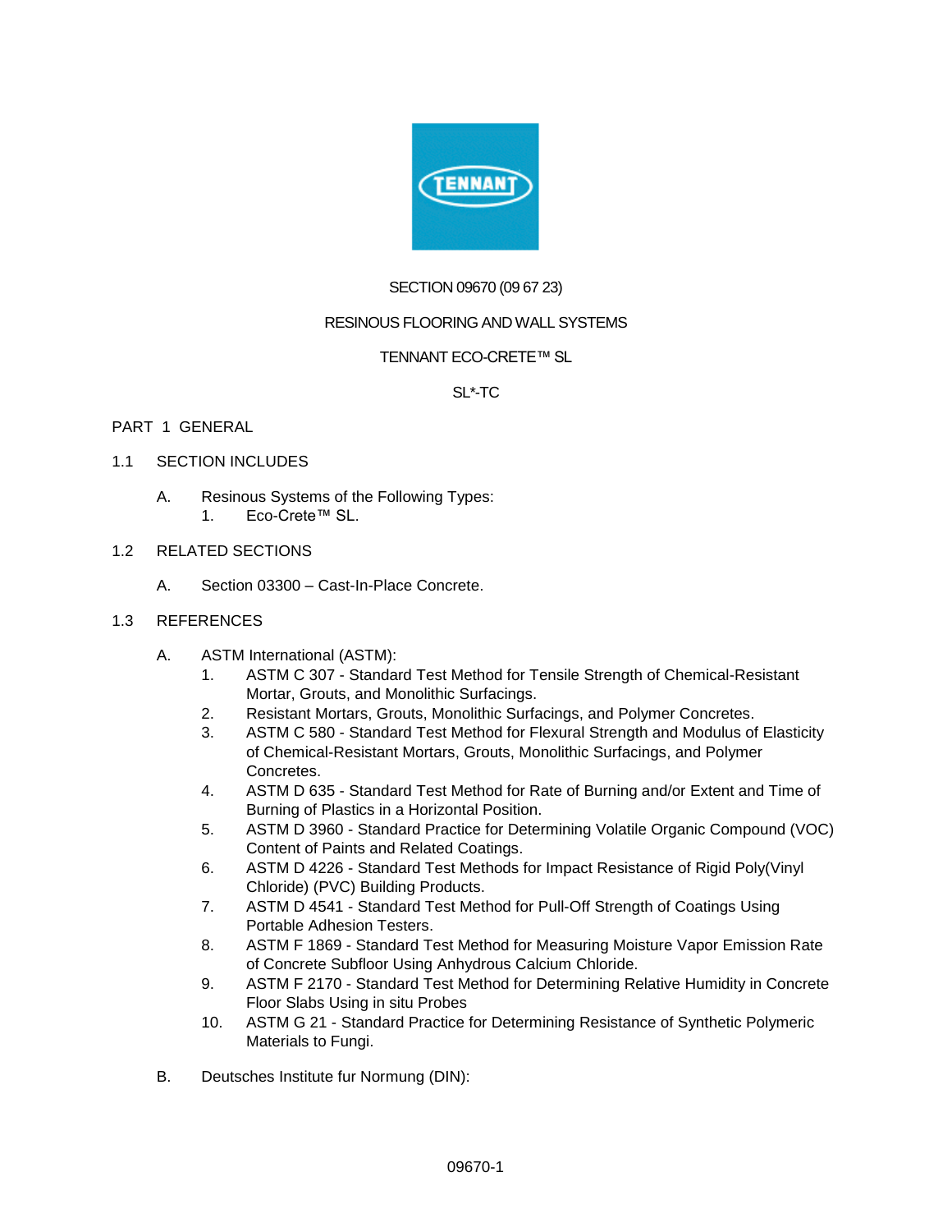SECTION 09670 (09 67 23)

RESINOUS FLOORING AND WALL SYSTEMS

TENNANT ECO-CRETE™ SL

SL*-TC

# PART 1 GENERAL

## 1.1 SECTION INCLUDES

A. Resinous Systems of the Following Types:
   1. Eco-Crete™ SL.

## 1.2 RELATED SECTIONS

A. Section 03300 – Cast-In-Place Concrete.

## 1.3 REFERENCES

A. ASTM International (ASTM):
   1. ASTM C 307 - Standard Test Method for Tensile Strength of Chemical-Resistant Mortar, Grouts, and Monolithic Surfacings.
   2. Resistant Mortars, Grouts, Monolithic Surfacings, and Polymer Concretes.
   3. ASTM C 580 - Standard Test Method for Flexural Strength and Modulus of Elasticity of Chemical-Resistant Mortars, Grouts, Monolithic Surfacings, and Polymer Concretes.
   4. ASTM D 635 - Standard Test Method for Rate of Burning and/or Extent and Time of Burning of Plastics in a Horizontal Position.
   5. ASTM D 3960 - Standard Practice for Determining Volatile Organic Compound (VOC) Content of Paints and Related Coatings.
   6. ASTM D 4226 - Standard Test Methods for Impact Resistance of Rigid Poly(Vinyl Chloride) (PVC) Building Products.
   7. ASTM D 4541 - Standard Test Method for Pull-Off Strength of Coatings Using Portable Adhesion Testers.
   8. ASTM F 1869 - Standard Test Method for Measuring Moisture Vapor Emission Rate of Concrete Subfloor Using Anhydrous Calcium Chloride.
   9. ASTM F 2170 - Standard Test Method for Determining Relative Humidity in Concrete Floor Slabs Using in situ Probes
   10. ASTM G 21 - Standard Practice for Determining Resistance of Synthetic Polymeric Materials to Fungi.

B. Deutsches Institute fur Normung (DIN):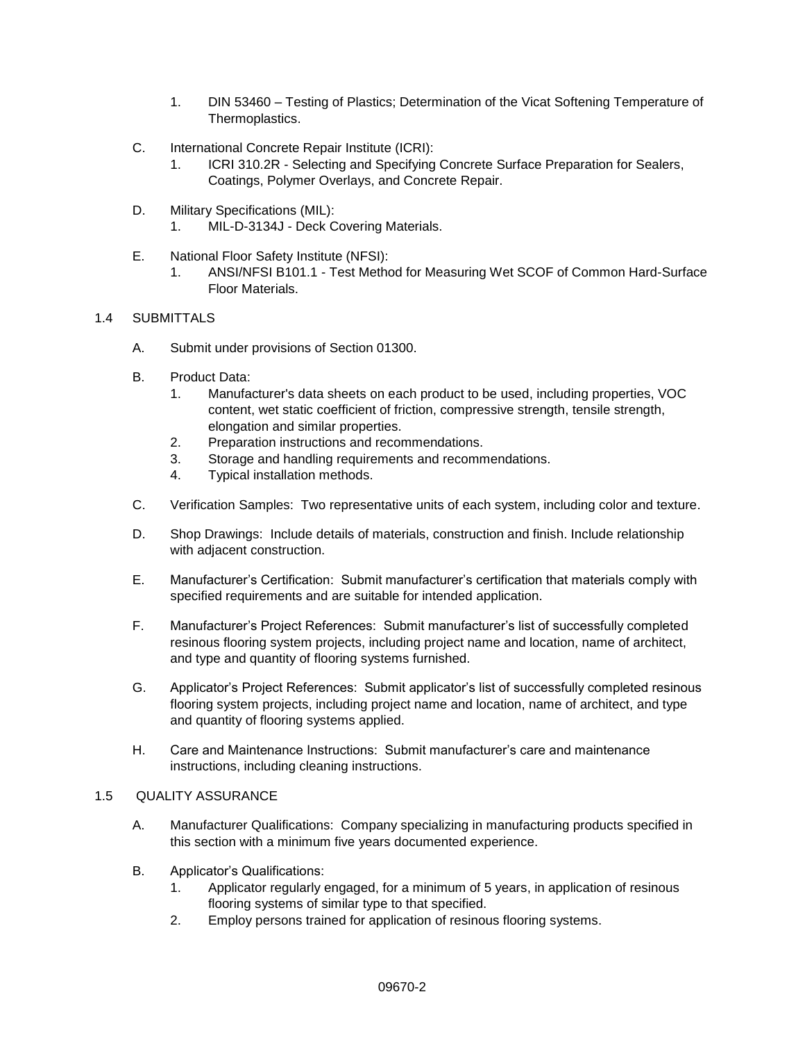1. DIN 53460 – Testing of Plastics; Determination of the Vicat Softening Temperature of Thermoplastics.

C. International Concrete Repair Institute (ICRI):
   1. ICRI 310.2R - Selecting and Specifying Concrete Surface Preparation for Sealers, Coatings, Polymer Overlays, and Concrete Repair.

D. Military Specifications (MIL):
   1. MIL-D-3134J - Deck Covering Materials.

E. National Floor Safety Institute (NFSI):
   1. ANSI/NFSI B101.1 - Test Method for Measuring Wet SCOF of Common Hard-Surface Floor Materials.

## 1.4 SUBMITTALS

A. Submit under provisions of Section 01300.

B. Product Data:
   1. Manufacturer's data sheets on each product to be used, including properties, VOC content, wet static coefficient of friction, compressive strength, tensile strength, elongation and similar properties.
   2. Preparation instructions and recommendations.
   3. Storage and handling requirements and recommendations.
   4. Typical installation methods.

C. Verification Samples: Two representative units of each system, including color and texture.

D. Shop Drawings: Include details of materials, construction and finish. Include relationship with adjacent construction.

E. Manufacturer's Certification: Submit manufacturer's certification that materials comply with specified requirements and are suitable for intended application.

F. Manufacturer's Project References: Submit manufacturer's list of successfully completed resinous flooring system projects, including project name and location, name of architect, and type and quantity of flooring systems furnished.

G. Applicator's Project References: Submit applicator's list of successfully completed resinous flooring system projects, including project name and location, name of architect, and type and quantity of flooring systems applied.

H. Care and Maintenance Instructions: Submit manufacturer's care and maintenance instructions, including cleaning instructions.

## 1.5 QUALITY ASSURANCE

A. Manufacturer Qualifications: Company specializing in manufacturing products specified in this section with a minimum five years documented experience.

B. Applicator's Qualifications:
   1. Applicator regularly engaged, for a minimum of 5 years, in application of resinous flooring systems of similar type to that specified.
   2. Employ persons trained for application of resinous flooring systems.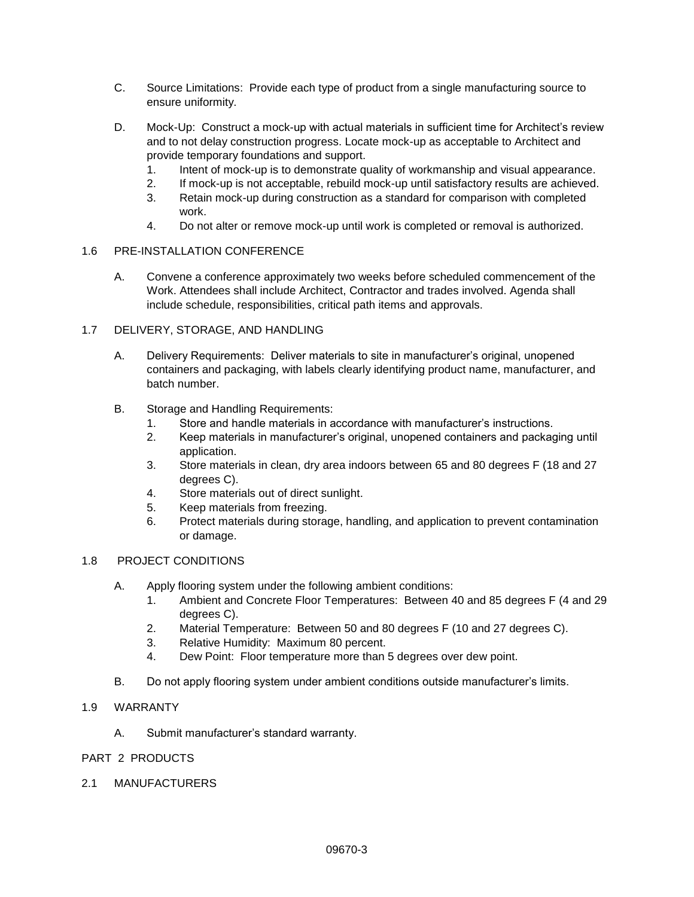C. Source Limitations: Provide each type of product from a single manufacturing source to ensure uniformity.

D. Mock-Up: Construct a mock-up with actual materials in sufficient time for Architect's review and to not delay construction progress. Locate mock-up as acceptable to Architect and provide temporary foundations and support.
   1. Intent of mock-up is to demonstrate quality of workmanship and visual appearance.
   2. If mock-up is not acceptable, rebuild mock-up until satisfactory results are achieved.
   3. Retain mock-up during construction as a standard for comparison with completed work.
   4. Do not alter or remove mock-up until work is completed or removal is authorized.

## 1.6 PRE-INSTALLATION CONFERENCE

A. Convene a conference approximately two weeks before scheduled commencement of the Work. Attendees shall include Architect, Contractor and trades involved. Agenda shall include schedule, responsibilities, critical path items and approvals.

## 1.7 DELIVERY, STORAGE, AND HANDLING

A. Delivery Requirements: Deliver materials to site in manufacturer's original, unopened containers and packaging, with labels clearly identifying product name, manufacturer, and batch number.

B. Storage and Handling Requirements:
   1. Store and handle materials in accordance with manufacturer's instructions.
   2. Keep materials in manufacturer's original, unopened containers and packaging until application.
   3. Store materials in clean, dry area indoors between 65 and 80 degrees F (18 and 27 degrees C).
   4. Store materials out of direct sunlight.
   5. Keep materials from freezing.
   6. Protect materials during storage, handling, and application to prevent contamination or damage.

## 1.8 PROJECT CONDITIONS

A. Apply flooring system under the following ambient conditions:
   1. Ambient and Concrete Floor Temperatures: Between 40 and 85 degrees F (4 and 29 degrees C).
   2. Material Temperature: Between 50 and 80 degrees F (10 and 27 degrees C).
   3. Relative Humidity: Maximum 80 percent.
   4. Dew Point: Floor temperature more than 5 degrees over dew point.

B. Do not apply flooring system under ambient conditions outside manufacturer's limits.

## 1.9 WARRANTY

A. Submit manufacturer's standard warranty.

# PART 2 PRODUCTS

## 2.1 MANUFACTURERS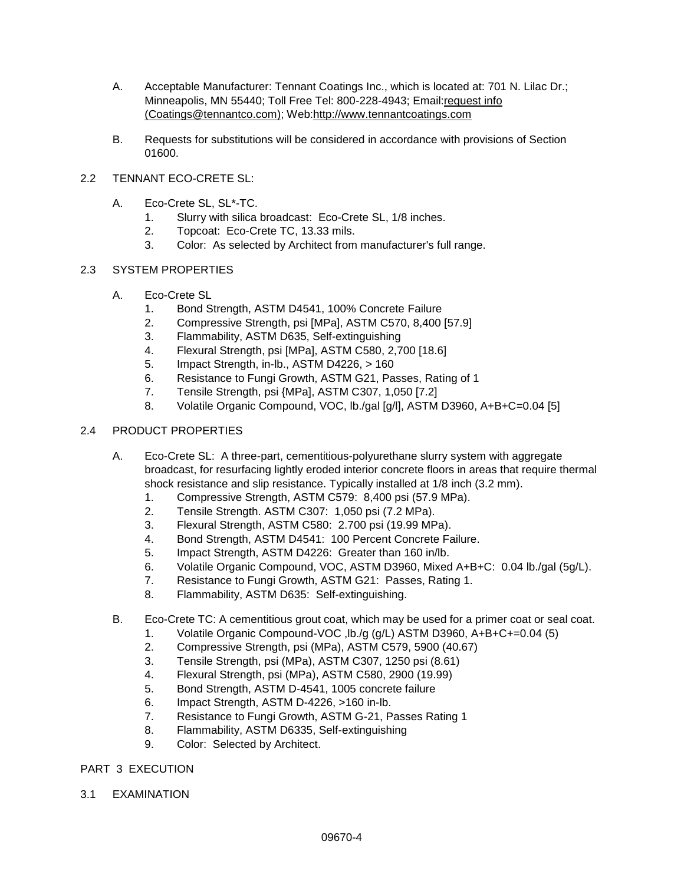A. Acceptable Manufacturer: Tennant Coatings Inc., which is located at: 701 N. Lilac Dr.; Minneapolis, MN 55440; Toll Free Tel: 800-228-4943; Email:request info (Coatings@tennantco.com); Web:http://www.tennantcoatings.com

B. Requests for substitutions will be considered in accordance with provisions of Section 01600.

## 2.2 TENNANT ECO-CRETE SL:

A. Eco-Crete SL, SL*-TC.
   1. Slurry with silica broadcast: Eco-Crete SL, 1/8 inches.
   2. Topcoat: Eco-Crete TC, 13.33 mils.
   3. Color: As selected by Architect from manufacturer's full range.

## 2.3 SYSTEM PROPERTIES

A. Eco-Crete SL
   1. Bond Strength, ASTM D4541, 100% Concrete Failure
   2. Compressive Strength, psi [MPa], ASTM C570, 8,400 [57.9]
   3. Flammability, ASTM D635, Self-extinguishing
   4. Flexural Strength, psi [MPa], ASTM C580, 2,700 [18.6]
   5. Impact Strength, in-lb., ASTM D4226, > 160
   6. Resistance to Fungi Growth, ASTM G21, Passes, Rating of 1
   7. Tensile Strength, psi {MPa], ASTM C307, 1,050 [7.2]
   8. Volatile Organic Compound, VOC, lb./gal [g/l], ASTM D3960, A+B+C=0.04 [5]

## 2.4 PRODUCT PROPERTIES

A. Eco-Crete SL: A three-part, cementitious-polyurethane slurry system with aggregate broadcast, for resurfacing lightly eroded interior concrete floors in areas that require thermal shock resistance and slip resistance. Typically installed at 1/8 inch (3.2 mm).
   1. Compressive Strength, ASTM C579: 8,400 psi (57.9 MPa).
   2. Tensile Strength. ASTM C307: 1,050 psi (7.2 MPa).
   3. Flexural Strength, ASTM C580: 2.700 psi (19.99 MPa).
   4. Bond Strength, ASTM D4541: 100 Percent Concrete Failure.
   5. Impact Strength, ASTM D4226: Greater than 160 in/lb.
   6. Volatile Organic Compound, VOC, ASTM D3960, Mixed A+B+C: 0.04 lb./gal (5g/L).
   7. Resistance to Fungi Growth, ASTM G21: Passes, Rating 1.
   8. Flammability, ASTM D635: Self-extinguishing.

B. Eco-Crete TC: A cementitious grout coat, which may be used for a primer coat or seal coat.
   1. Volatile Organic Compound-VOC ,lb./g (g/L) ASTM D3960, A+B+C+=0.04 (5)
   2. Compressive Strength, psi (MPa), ASTM C579, 5900 (40.67)
   3. Tensile Strength, psi (MPa), ASTM C307, 1250 psi (8.61)
   4. Flexural Strength, psi (MPa), ASTM C580, 2900 (19.99)
   5. Bond Strength, ASTM D-4541, 1005 concrete failure
   6. Impact Strength, ASTM D-4226, >160 in-lb.
   7. Resistance to Fungi Growth, ASTM G-21, Passes Rating 1
   8. Flammability, ASTM D6335, Self-extinguishing
   9. Color: Selected by Architect.

# PART 3 EXECUTION

## 3.1 EXAMINATION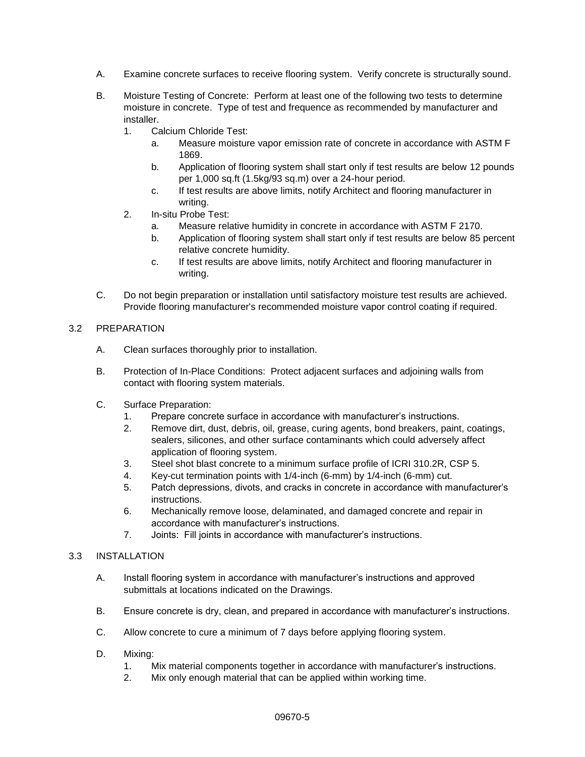A. Examine concrete surfaces to receive flooring system. Verify concrete is structurally sound.

B. Moisture Testing of Concrete: Perform at least one of the following two tests to determine moisture in concrete. Type of test and frequence as recommended by manufacturer and installer.
   1. Calcium Chloride Test:
      a. Measure moisture vapor emission rate of concrete in accordance with ASTM F 1869.
      b. Application of flooring system shall start only if test results are below 12 pounds per 1,000 sq.ft (1.5kg/93 sq.m) over a 24-hour period.
      c. If test results are above limits, notify Architect and flooring manufacturer in writing.
   2. In-situ Probe Test:
      a. Measure relative humidity in concrete in accordance with ASTM F 2170.
      b. Application of flooring system shall start only if test results are below 85 percent relative concrete humidity.
      c. If test results are above limits, notify Architect and flooring manufacturer in writing.

C. Do not begin preparation or installation until satisfactory moisture test results are achieved. Provide flooring manufacturer's recommended moisture vapor control coating if required.

## 3.2 PREPARATION

A. Clean surfaces thoroughly prior to installation.

B. Protection of In-Place Conditions: Protect adjacent surfaces and adjoining walls from contact with flooring system materials.

C. Surface Preparation:
   1. Prepare concrete surface in accordance with manufacturer's instructions.
   2. Remove dirt, dust, debris, oil, grease, curing agents, bond breakers, paint, coatings, sealers, silicones, and other surface contaminants which could adversely affect application of flooring system.
   3. Steel shot blast concrete to a minimum surface profile of ICRI 310.2R, CSP 5.
   4. Key-cut termination points with 1/4-inch (6-mm) by 1/4-inch (6-mm) cut.
   5. Patch depressions, divots, and cracks in concrete in accordance with manufacturer's instructions.
   6. Mechanically remove loose, delaminated, and damaged concrete and repair in accordance with manufacturer's instructions.
   7. Joints: Fill joints in accordance with manufacturer's instructions.

## 3.3 INSTALLATION

A. Install flooring system in accordance with manufacturer's instructions and approved submittals at locations indicated on the Drawings.

B. Ensure concrete is dry, clean, and prepared in accordance with manufacturer's instructions.

C. Allow concrete to cure a minimum of 7 days before applying flooring system.

D. Mixing:
   1. Mix material components together in accordance with manufacturer's instructions.
   2. Mix only enough material that can be applied within working time.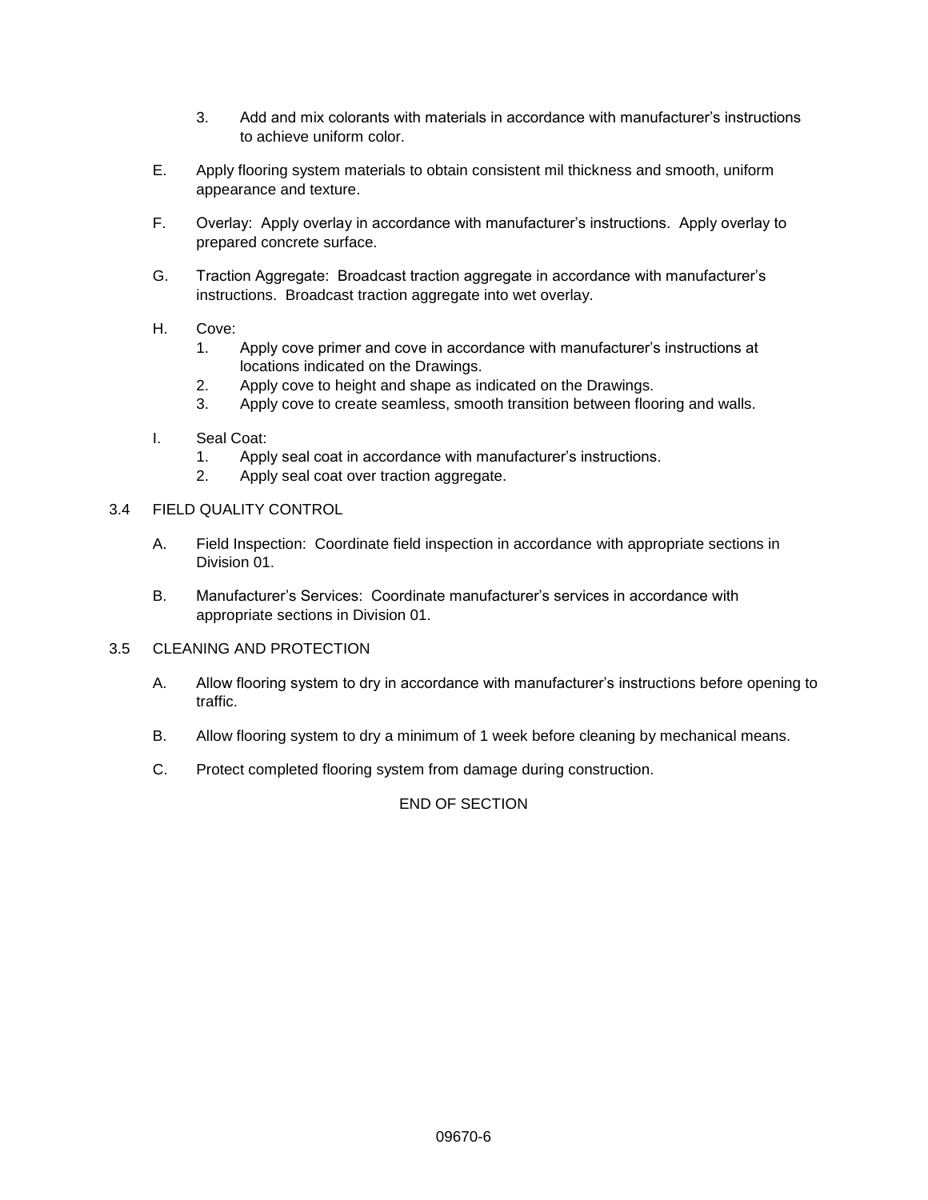3. Add and mix colorants with materials in accordance with manufacturer's instructions to achieve uniform color.

E. Apply flooring system materials to obtain consistent mil thickness and smooth, uniform appearance and texture.

F. Overlay: Apply overlay in accordance with manufacturer's instructions. Apply overlay to prepared concrete surface.

G. Traction Aggregate: Broadcast traction aggregate in accordance with manufacturer's instructions. Broadcast traction aggregate into wet overlay.

H. Cove:
   1. Apply cove primer and cove in accordance with manufacturer's instructions at locations indicated on the Drawings.
   2. Apply cove to height and shape as indicated on the Drawings.
   3. Apply cove to create seamless, smooth transition between flooring and walls.

I. Seal Coat:
   1. Apply seal coat in accordance with manufacturer's instructions.
   2. Apply seal coat over traction aggregate.

## 3.4 FIELD QUALITY CONTROL

A. Field Inspection: Coordinate field inspection in accordance with appropriate sections in Division 01.

B. Manufacturer's Services: Coordinate manufacturer's services in accordance with appropriate sections in Division 01.

## 3.5 CLEANING AND PROTECTION

A. Allow flooring system to dry in accordance with manufacturer's instructions before opening to traffic.

B. Allow flooring system to dry a minimum of 1 week before cleaning by mechanical means.

C. Protect completed flooring system from damage during construction.

END OF SECTION